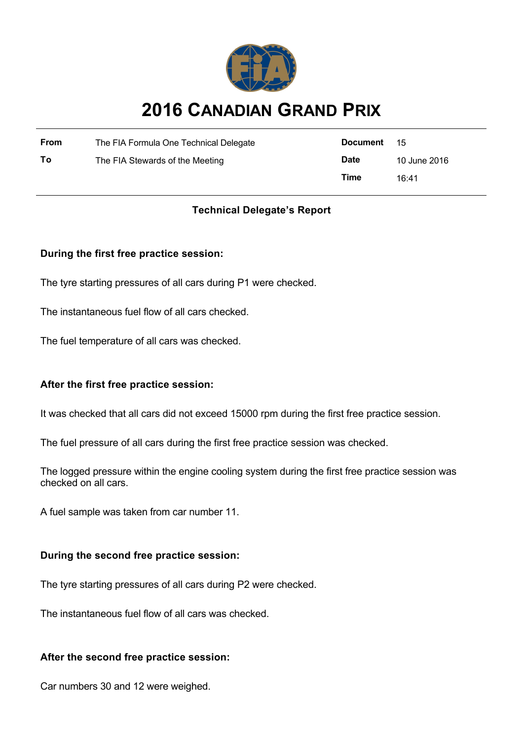# 2016 CANADIAN GRAND PRIX

| From | The FIA Formula One Technical Delegate | Document | 15 |
|---|---|---|---|
| To | The FIA Stewards of the Meeting | Date | 10 June 2016 |
| | | Time | 16:41 |

**Technical Delegate's Report**

**During the first free practice session:**

The tyre starting pressures of all cars during P1 were checked.

The instantaneous fuel flow of all cars checked.

The fuel temperature of all cars was checked.

**After the first free practice session:**

It was checked that all cars did not exceed 15000 rpm during the first free practice session.

The fuel pressure of all cars during the first free practice session was checked.

The logged pressure within the engine cooling system during the first free practice session was checked on all cars.

A fuel sample was taken from car number 11.

**During the second free practice session:**

The tyre starting pressures of all cars during P2 were checked.

The instantaneous fuel flow of all cars was checked.

**After the second free practice session:**

Car numbers 30 and 12 were weighed.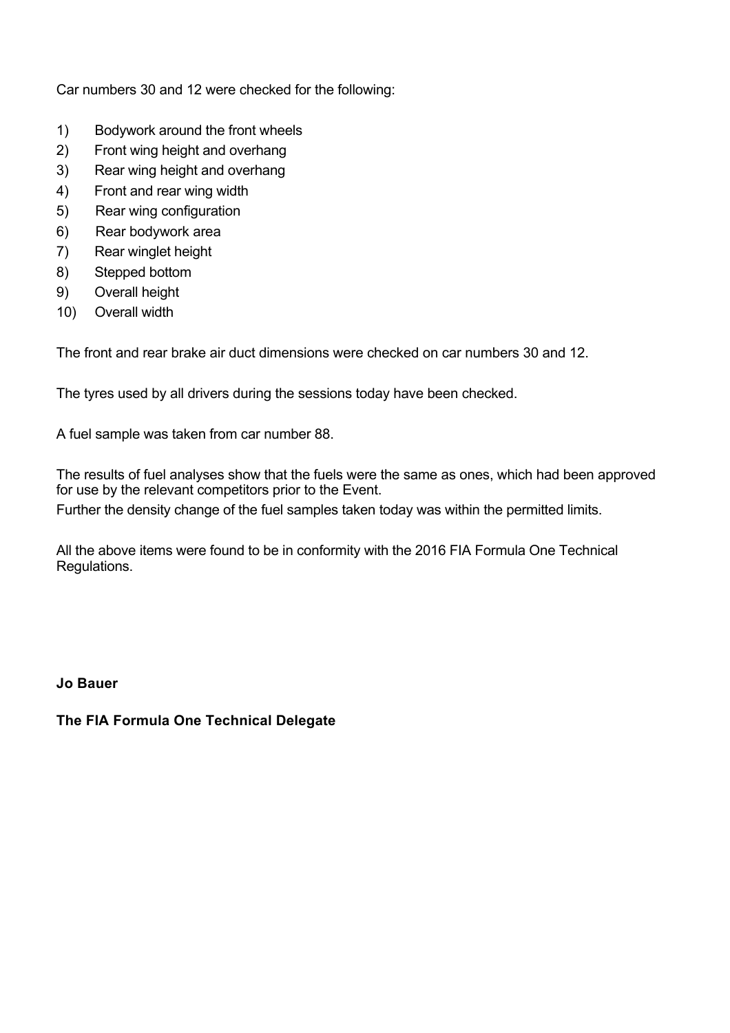Car numbers 30 and 12 were checked for the following:

1) Bodywork around the front wheels
2) Front wing height and overhang
3) Rear wing height and overhang
4) Front and rear wing width
5) Rear wing configuration
6) Rear bodywork area
7) Rear winglet height
8) Stepped bottom
9) Overall height
10) Overall width

The front and rear brake air duct dimensions were checked on car numbers 30 and 12.

The tyres used by all drivers during the sessions today have been checked.

A fuel sample was taken from car number 88.

The results of fuel analyses show that the fuels were the same as ones, which had been approved for use by the relevant competitors prior to the Event.
Further the density change of the fuel samples taken today was within the permitted limits.

All the above items were found to be in conformity with the 2016 FIA Formula One Technical Regulations.

**Jo Bauer**

**The FIA Formula One Technical Delegate**